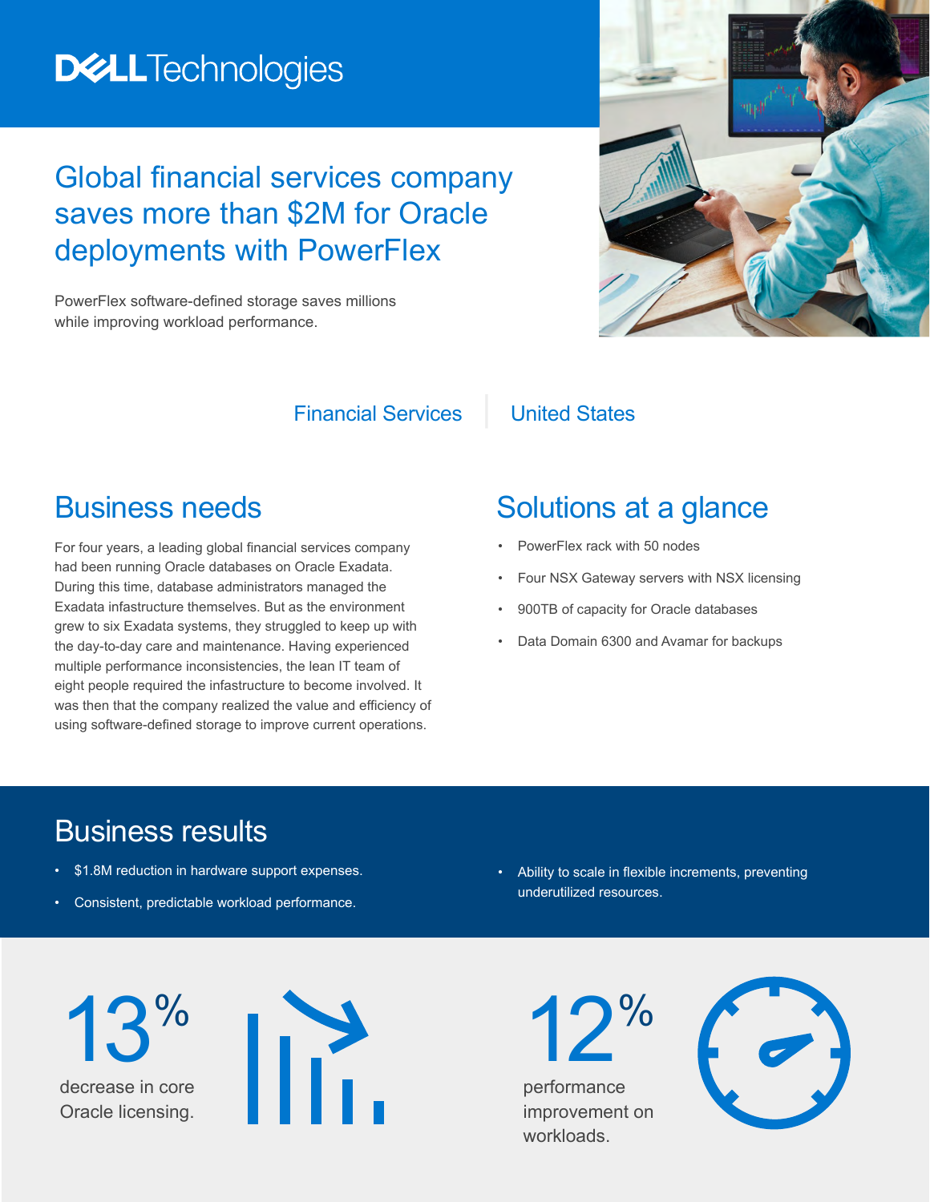Dell Technologies

# Global financial services company saves more than $2M for Oracle deployments with PowerFlex

PowerFlex software-defined storage saves millions while improving workload performance.

Financial Services | United States

## Business needs

For four years, a leading global financial services company had been running Oracle databases on Oracle Exadata. During this time, database administrators managed the Exadata infrastructure themselves. But as the environment grew to six Exadata systems, they struggled to keep up with the day-to-day care and maintenance. Having experienced multiple performance inconsistencies, the lean IT team of eight people required the infrastructure to become involved. It was then that the company realized the value and efficiency of using software-defined storage to improve current operations.

## Solutions at a glance

- PowerFlex rack with 50 nodes
- Four NSX Gateway servers with NSX licensing
- 900TB of capacity for Oracle databases
- Data Domain 6300 and Avamar for backups

## Business results

- $1.8M reduction in hardware support expenses.
- Consistent, predictable workload performance.
- Ability to scale in flexible increments, preventing underutilized resources.

**13%** decrease in core Oracle licensing.

**12%** performance improvement on workloads.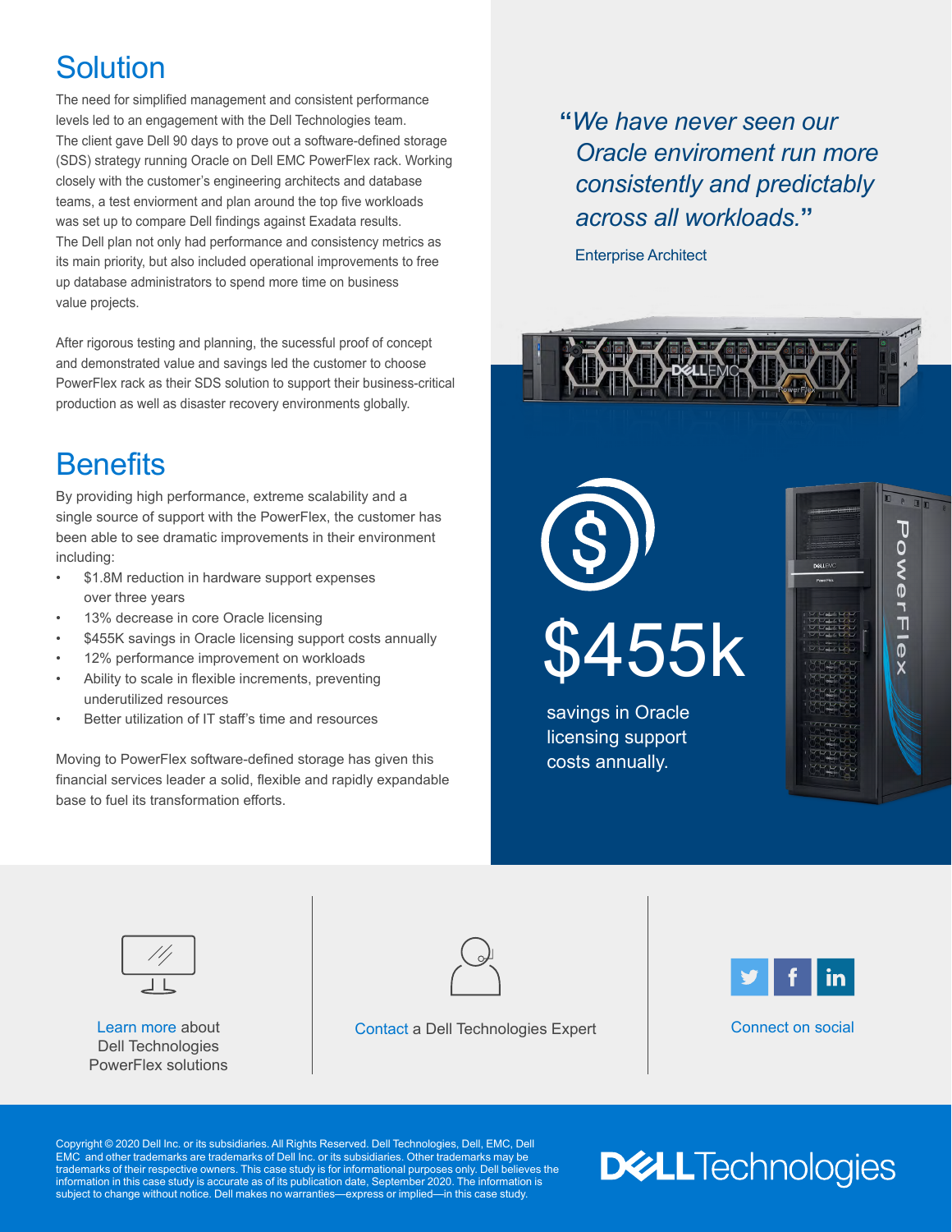# Solution

The need for simplified management and consistent performance levels led to an engagement with the Dell Technologies team. The client gave Dell 90 days to prove out a software-defined storage (SDS) strategy running Oracle on Dell EMC PowerFlex rack. Working closely with the customer's engineering architects and database teams, a test enviorment and plan around the top five workloads was set up to compare Dell findings against Exadata results. The Dell plan not only had performance and consistency metrics as its main priority, but also included operational improvements to free up database administrators to spend more time on business value projects.

After rigorous testing and planning, the sucessful proof of concept and demonstrated value and savings led the customer to choose PowerFlex rack as their SDS solution to support their business-critical production as well as disaster recovery environments globally.

> *"We have never seen our Oracle enviroment run more consistently and predictably across all workloads."*
>
> Enterprise Architect

# Benefits

By providing high performance, extreme scalability and a single source of support with the PowerFlex, the customer has been able to see dramatic improvements in their environment including:

- $1.8M reduction in hardware support expenses over three years
- 13% decrease in core Oracle licensing
- $455K savings in Oracle licensing support costs annually
- 12% performance improvement on workloads
- Ability to scale in flexible increments, preventing underutilized resources
- Better utilization of IT staff's time and resources

Moving to PowerFlex software-defined storage has given this financial services leader a solid, flexible and rapidly expandable base to fuel its transformation efforts.

**$455k**

savings in Oracle licensing support costs annually.

Learn more about Dell Technologies PowerFlex solutions

Contact a Dell Technologies Expert

Connect on social

Copyright © 2020 Dell Inc. or its subsidiaries. All Rights Reserved. Dell Technologies, Dell, EMC, Dell EMC and other trademarks are trademarks of Dell Inc. or its subsidiaries. Other trademarks may be trademarks of their respective owners. This case study is for informational purposes only. Dell believes the information in this case study is accurate as of its publication date, September 2020. The information is subject to change without notice. Dell makes no warranties—express or implied—in this case study.